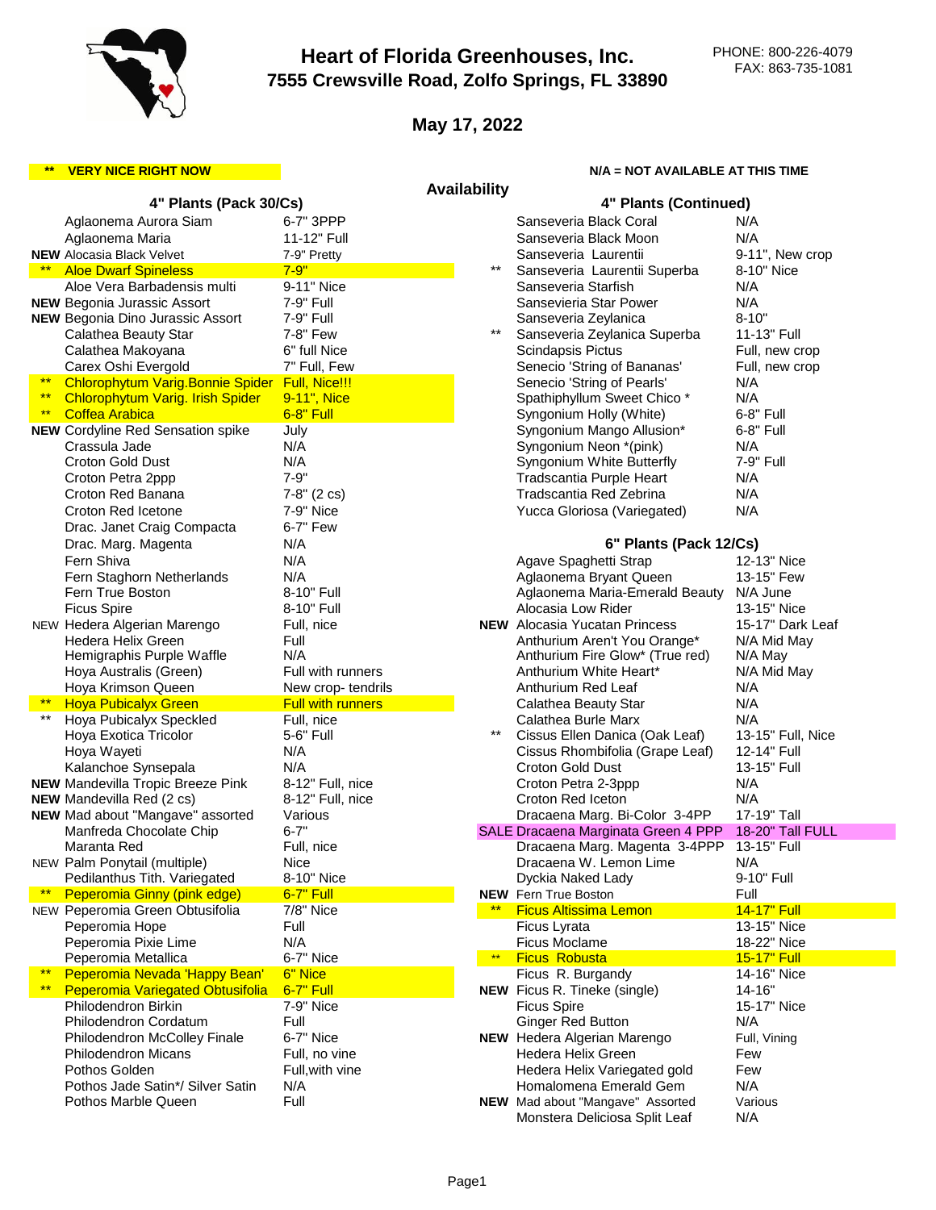# Heart of Florida Greenhouses, Inc.

**7555 Crewsville Road, Zolfo Springs, FL 33890**

PHONE: 800-226-4079
FAX: 863-735-1081

## May 17, 2022

**\*\* VERY NICE RIGHT NOW**

**N/A = NOT AVAILABLE AT THIS TIME**

## Availability

### 4" Plants (Pack 30/Cs)

| | Plant | Size/Status |
|---|---|---|
| | Aglaonema Aurora Siam | 6-7" 3PPP |
| | Aglaonema Maria | 11-12" Full |
| NEW | Alocasia Black Velvet | 7-9" Pretty |
| ** | Aloe Dwarf Spineless | 7-9" |
| | Aloe Vera Barbadensis multi | 9-11" Nice |
| NEW | Begonia Jurassic Assort | 7-9" Full |
| NEW | Begonia Dino Jurassic Assort | 7-9" Full |
| | Calathea Beauty Star | 7-8" Few |
| | Calathea Makoyana | 6" full Nice |
| | Carex Oshi Evergold | 7" Full, Few |
| ** | Chlorophytum Varig.Bonnie Spider | Full, Nice!!! |
| ** | Chlorophytum Varig. Irish Spider | 9-11", Nice |
| ** | Coffea Arabica | 6-8" Full |
| NEW | Cordyline Red Sensation spike | July |
| | Crassula Jade | N/A |
| | Croton Gold Dust | N/A |
| | Croton Petra 2ppp | 7-9" |
| | Croton Red Banana | 7-8" (2 cs) |
| | Croton Red Icetone | 7-9" Nice |
| | Drac. Janet Craig Compacta | 6-7" Few |
| | Drac. Marg. Magenta | N/A |
| | Fern Shiva | N/A |
| | Fern Staghorn Netherlands | N/A |
| | Fern True Boston | 8-10" Full |
| | Ficus Spire | 8-10" Full |
| NEW | Hedera Algerian Marengo | Full, nice |
| | Hedera Helix Green | Full |
| | Hemigraphis Purple Waffle | N/A |
| | Hoya Australis (Green) | Full with runners |
| | Hoya Krimson Queen | New crop- tendrils |
| ** | Hoya Pubicalyx Green | Full with runners |
| ** | Hoya Pubicalyx Speckled | Full, nice |
| | Hoya Exotica Tricolor | 5-6" Full |
| | Hoya Wayeti | N/A |
| | Kalanchoe Synsepala | N/A |
| NEW | Mandevilla Tropic Breeze Pink | 8-12" Full, nice |
| NEW | Mandevilla Red (2 cs) | 8-12" Full, nice |
| NEW | Mad about "Mangave" assorted | Various |
| | Manfreda Chocolate Chip | 6-7" |
| | Maranta Red | Full, nice |
| NEW | Palm Ponytail (multiple) | Nice |
| | Pedilanthus Tith. Variegated | 8-10" Nice |
| ** | Peperomia Ginny (pink edge) | 6-7" Full |
| NEW | Peperomia Green Obtusifolia | 7/8" Nice |
| | Peperomia Hope | Full |
| | Peperomia Pixie Lime | N/A |
| | Peperomia Metallica | 6-7" Nice |
| ** | Peperomia Nevada 'Happy Bean' | 6" Nice |
| ** | Peperomia Variegated Obtusifolia | 6-7" Full |
| | Philodendron Birkin | 7-9" Nice |
| | Philodendron Cordatum | Full |
| | Philodendron McColley Finale | 6-7" Nice |
| | Philodendron Micans | Full, no vine |
| | Pothos Golden | Full,with vine |
| | Pothos Jade Satin*/ Silver Satin | N/A |
| | Pothos Marble Queen | Full |

### 4" Plants (Continued)

| | Plant | Size/Status |
|---|---|---|
| | Sanseveria Black Coral | N/A |
| | Sanseveria Black Moon | N/A |
| | Sanseveria Laurentii | 9-11", New crop |
| ** | Sanseveria Laurentii Superba | 8-10" Nice |
| | Sanseveria Starfish | N/A |
| | Sansevieria Star Power | N/A |
| | Sanseveria Zeylanica | 8-10" |
| ** | Sanseveria Zeylanica Superba | 11-13" Full |
| | Scindapsis Pictus | Full, new crop |
| | Senecio 'String of Bananas' | Full, new crop |
| | Senecio 'String of Pearls' | N/A |
| | Spathiphyllum Sweet Chico * | N/A |
| | Syngonium Holly (White) | 6-8" Full |
| | Syngonium Mango Allusion* | 6-8" Full |
| | Syngonium Neon *(pink) | N/A |
| | Syngonium White Butterfly | 7-9" Full |
| | Tradscantia Purple Heart | N/A |
| | Tradscantia Red Zebrina | N/A |
| | Yucca Gloriosa (Variegated) | N/A |

### 6" Plants (Pack 12/Cs)

| | Plant | Size/Status |
|---|---|---|
| | Agave Spaghetti Strap | 12-13" Nice |
| | Aglaonema Bryant Queen | 13-15" Few |
| | Aglaonema Maria-Emerald Beauty | N/A June |
| | Alocasia Low Rider | 13-15" Nice |
| NEW | Alocasia Yucatan Princess | 15-17" Dark Leaf |
| | Anthurium Aren't You Orange* | N/A Mid May |
| | Anthurium Fire Glow* (True red) | N/A May |
| | Anthurium White Heart* | N/A Mid May |
| | Anthurium Red Leaf | N/A |
| | Calathea Beauty Star | N/A |
| | Calathea Burle Marx | N/A |
| ** | Cissus Ellen Danica (Oak Leaf) | 13-15" Full, Nice |
| | Cissus Rhombifolia (Grape Leaf) | 12-14" Full |
| | Croton Gold Dust | 13-15" Full |
| | Croton Petra 2-3ppp | N/A |
| | Croton Red Iceton | N/A |
| | Dracaena Marg. Bi-Color 3-4PP | 17-19" Tall |
| SALE | Dracaena Marginata Green 4 PPP | 18-20" Tall FULL |
| | Dracaena Marg. Magenta 3-4PPP | 13-15" Full |
| | Dracaena W. Lemon Lime | N/A |
| | Dyckia Naked Lady | 9-10" Full |
| NEW | Fern True Boston | Full |
| ** | Ficus Altissima Lemon | 14-17" Full |
| | Ficus Lyrata | 13-15" Nice |
| | Ficus Moclame | 18-22" Nice |
| ** | Ficus Robusta | 15-17" Full |
| | Ficus R. Burgandy | 14-16" Nice |
| NEW | Ficus R. Tineke (single) | 14-16" |
| | Ficus Spire | 15-17" Nice |
| | Ginger Red Button | N/A |
| NEW | Hedera Algerian Marengo | Full, Vining |
| | Hedera Helix Green | Few |
| | Hedera Helix Variegated gold | Few |
| | Homalomena Emerald Gem | N/A |
| NEW | Mad about "Mangave" Assorted | Various |
| | Monstera Deliciosa Split Leaf | N/A |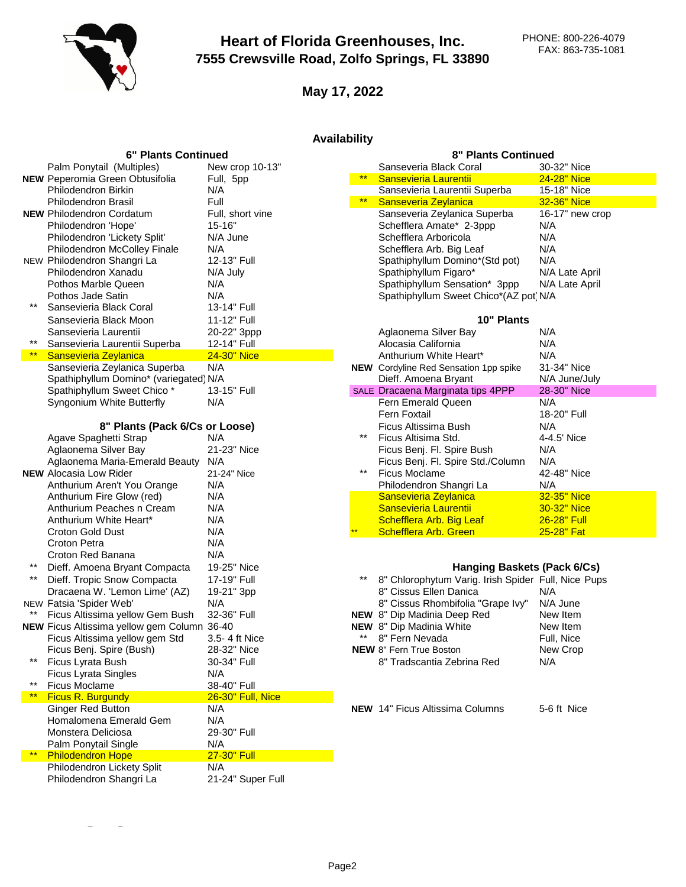# Heart of Florida Greenhouses, Inc.
## 7555 Crewsville Road, Zolfo Springs, FL 33890

PHONE: 800-226-4079
FAX: 863-735-1081

### May 17, 2022

### Availability

### 6" Plants Continued

| | Plant | Availability |
|---|---|---|
| | Palm Ponytail (Multiples) | New crop 10-13" |
| NEW | Peperomia Green Obtusifolia | Full, 5pp |
| | Philodendron Birkin | N/A |
| | Philodendron Brasil | Full |
| NEW | Philodendron Cordatum | Full, short vine |
| | Philodendron 'Hope' | 15-16" |
| | Philodendron 'Lickety Split' | N/A June |
| | Philodendron McColley Finale | N/A |
| NEW | Philodendron Shangri La | 12-13" Full |
| | Philodendron Xanadu | N/A July |
| | Pothos Marble Queen | N/A |
| | Pothos Jade Satin | N/A |
| ** | Sansevieria Black Coral | 13-14" Full |
| | Sansevieria Black Moon | 11-12" Full |
| | Sansevieria Laurentii | 20-22" 3ppp |
| ** | Sansevieria Laurentii Superba | 12-14" Full |
| ** | Sansevieria Zeylanica | 24-30" Nice |
| | Sansevieria Zeylanica Superba | N/A |
| | Spathiphyllum Domino* (variegated) | N/A |
| | Spathiphyllum Sweet Chico * | 13-15" Full |
| | Syngonium White Butterfly | N/A |

### 8" Plants (Pack 6/Cs or Loose)

| | Plant | Availability |
|---|---|---|
| | Agave Spaghetti Strap | N/A |
| | Aglaonema Silver Bay | 21-23" Nice |
| | Aglaonema Maria-Emerald Beauty | N/A |
| NEW | Alocasia Low Rider | 21-24" Nice |
| | Anthurium Aren't You Orange | N/A |
| | Anthurium Fire Glow (red) | N/A |
| | Anthurium Peaches n Cream | N/A |
| | Anthurium White Heart* | N/A |
| | Croton Gold Dust | N/A |
| | Croton Petra | N/A |
| | Croton Red Banana | N/A |
| ** | Dieff. Amoena Bryant Compacta | 19-25" Nice |
| ** | Dieff. Tropic Snow Compacta | 17-19" Full |
| | Dracaena W. 'Lemon Lime' (AZ) | 19-21" 3pp |
| NEW | Fatsia 'Spider Web' | N/A |
| ** | Ficus Altissima yellow Gem Bush | 32-36" Full |
| NEW | Ficus Altissima yellow gem Column | 36-40 |
| | Ficus Altissima yellow gem Std | 3.5- 4 ft Nice |
| | Ficus Benj. Spire (Bush) | 28-32" Nice |
| ** | Ficus Lyrata Bush | 30-34" Full |
| | Ficus Lyrata Singles | N/A |
| ** | Ficus Moclame | 38-40" Full |
| ** | Ficus R. Burgundy | 26-30" Full, Nice |
| | Ginger Red Button | N/A |
| | Homalomena Emerald Gem | N/A |
| | Monstera Deliciosa | 29-30" Full |
| | Palm Ponytail Single | N/A |
| ** | Philodendron Hope | 27-30" Full |
| | Philodendron Lickety Split | N/A |
| | Philodendron Shangri La | 21-24" Super Full |

### 8" Plants Continued

| | Plant | Availability |
|---|---|---|
| | Sanseveria Black Coral | 30-32" Nice |
| ** | Sansevieria Laurentii | 24-28" Nice |
| | Sansevieria Laurentii Superba | 15-18" Nice |
| ** | Sanseveria Zeylanica | 32-36" Nice |
| | Sanseveria Zeylanica Superba | 16-17" new crop |
| | Schefflera Amate* 2-3ppp | N/A |
| | Schefflera Arboricola | N/A |
| | Schefflera Arb. Big Leaf | N/A |
| | Spathiphyllum Domino*(Std pot) | N/A |
| | Spathiphyllum Figaro* | N/A Late April |
| | Spathiphyllum Sensation* 3ppp | N/A Late April |
| | Spathiphyllum Sweet Chico*(AZ pot) | N/A |

### 10" Plants

| | Plant | Availability |
|---|---|---|
| | Aglaonema Silver Bay | N/A |
| | Alocasia California | N/A |
| | Anthurium White Heart* | N/A |
| NEW | Cordyline Red Sensation 1pp spike | 31-34" Nice |
| | Dieff. Amoena Bryant | N/A June/July |
| SALE | Dracaena Marginata tips 4PPP | 28-30" Nice |
| | Fern Emerald Queen | N/A |
| | Fern Foxtail | 18-20" Full |
| | Ficus Altissima Bush | N/A |
| ** | Ficus Altisima Std. | 4-4.5' Nice |
| | Ficus Benj. Fl. Spire Bush | N/A |
| | Ficus Benj. Fl. Spire Std./Column | N/A |
| ** | Ficus Moclame | 42-48" Nice |
| | Philodendron Shangri La | N/A |
| | Sansevieria Zeylanica | 32-35" Nice |
| | Sansevieria Laurentii | 30-32" Nice |
| | Schefflera Arb. Big Leaf | 26-28" Full |
| ** | Schefflera Arb. Green | 25-28" Fat |

### Hanging Baskets (Pack 6/Cs)

| | Plant | Availability |
|---|---|---|
| ** | 8" Chlorophytum Varig. Irish Spider | Full, Nice Pups |
| | 8" Cissus Ellen Danica | N/A |
| | 8" Cissus Rhombifolia "Grape Ivy" | N/A June |
| NEW | 8" Dip Madinia Deep Red | New Item |
| NEW | 8" Dip Madinia White | New Item |
| ** | 8" Fern Nevada | Full, Nice |
| NEW | 8" Fern True Boston | New Crop |
| | 8" Tradscantia Zebrina Red | N/A |

| | Plant | Availability |
|---|---|---|
| NEW | 14" Ficus Altissima Columns | 5-6 ft Nice |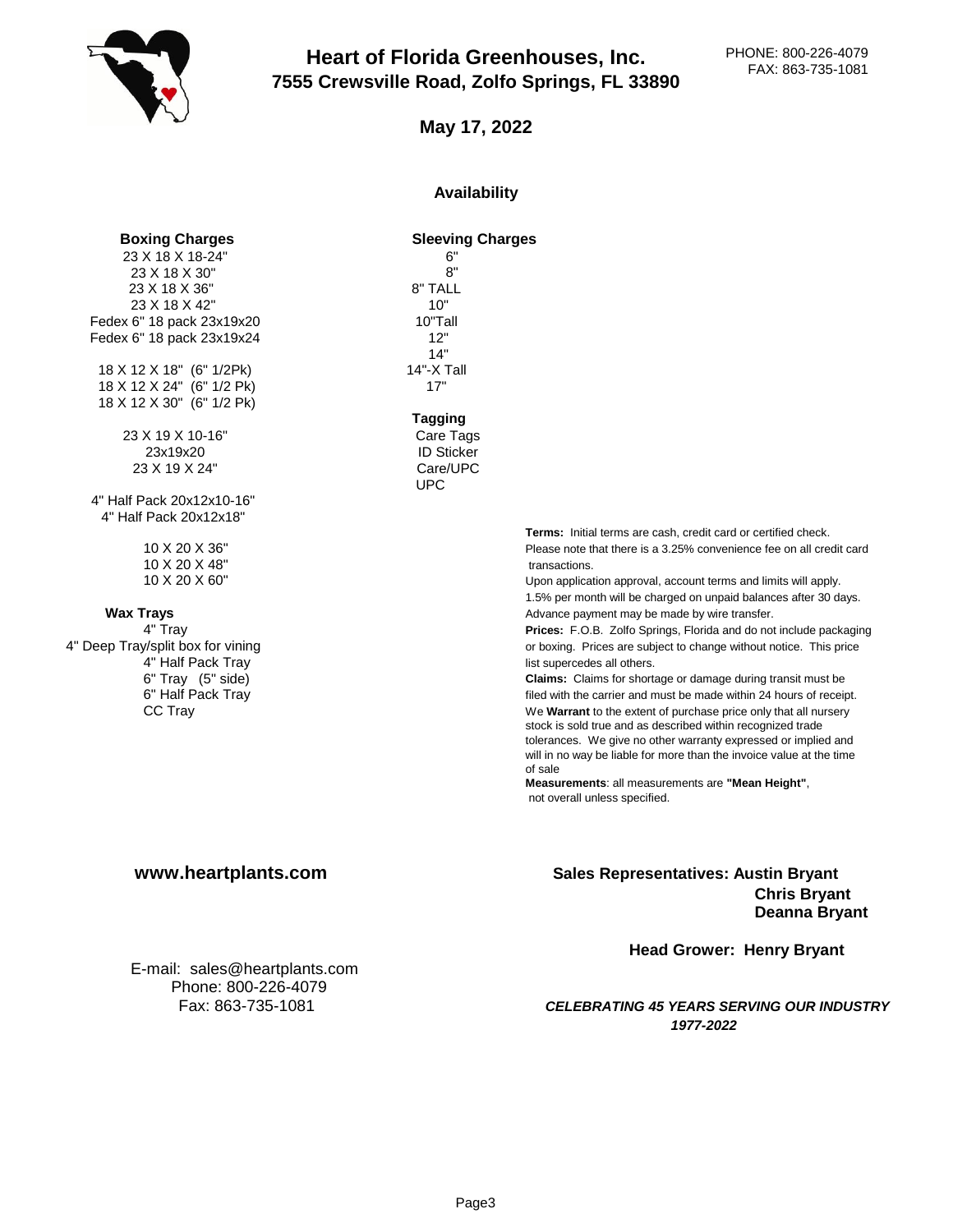# Heart of Florida Greenhouses, Inc.

**7555 Crewsville Road, Zolfo Springs, FL 33890**

PHONE: 800-226-4079
FAX: 863-735-1081

**May 17, 2022**

**Availability**

**Boxing Charges**

23 X 18 X 18-24"
23 X 18 X 30"
23 X 18 X 36"
23 X 18 X 42"
Fedex 6" 18 pack 23x19x20
Fedex 6" 18 pack 23x19x24

18 X 12 X 18" (6" 1/2Pk)
18 X 12 X 24" (6" 1/2 Pk)
18 X 12 X 30" (6" 1/2 Pk)

23 X 19 X 10-16"
23x19x20
23 X 19 X 24"

4" Half Pack 20x12x10-16"
4" Half Pack 20x12x18"

10 X 20 X 36"
10 X 20 X 48"
10 X 20 X 60"

**Wax Trays**

4" Tray
4" Deep Tray/split box for vining
4" Half Pack Tray
6" Tray (5" side)
6" Half Pack Tray
CC Tray

**Sleeving Charges**

6"
8"
8" TALL
10"
10"Tall
12"
14"
14"-X Tall
17"

**Tagging**

Care Tags
ID Sticker
Care/UPC
UPC

**Terms:** Initial terms are cash, credit card or certified check. Please note that there is a 3.25% convenience fee on all credit card transactions.
Upon application approval, account terms and limits will apply.
1.5% per month will be charged on unpaid balances after 30 days.
Advance payment may be made by wire transfer.
**Prices:** F.O.B. Zolfo Springs, Florida and do not include packaging or boxing. Prices are subject to change without notice. This price list supercedes all others.
**Claims:** Claims for shortage or damage during transit must be filed with the carrier and must be made within 24 hours of receipt.
We **Warrant** to the extent of purchase price only that all nursery stock is sold true and as described within recognized trade tolerances. We give no other warranty expressed or implied and will in no way be liable for more than the invoice value at the time of sale
**Measurements**: all measurements are **"Mean Height"**, not overall unless specified.

**www.heartplants.com**

**Sales Representatives: Austin Bryant**
**Chris Bryant**
**Deanna Bryant**

**Head Grower: Henry Bryant**

E-mail: sales@heartplants.com
Phone: 800-226-4079
Fax: 863-735-1081

***CELEBRATING 45 YEARS SERVING OUR INDUSTRY***
***1977-2022***